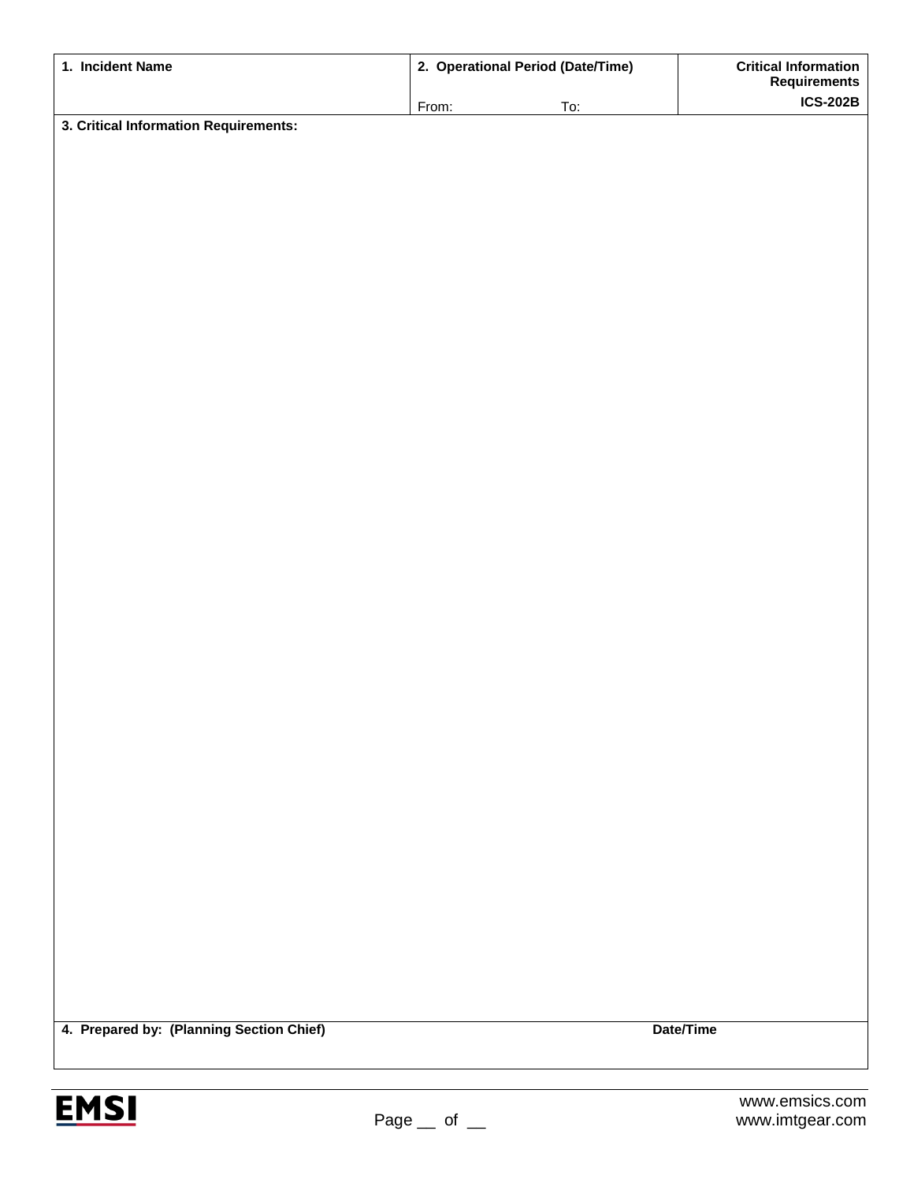| 1. Incident Name | 2. Operational Period (Date/Time) | | Critical Information Requirements |
|---|---|---|---|
| | From: | To: | ICS-202B |

**3. Critical Information Requirements:**

| 4. Prepared by: (Planning Section Chief) | Date/Time |
|---|---|
| | |

EMSI

www.emsics.com
www.imtgear.com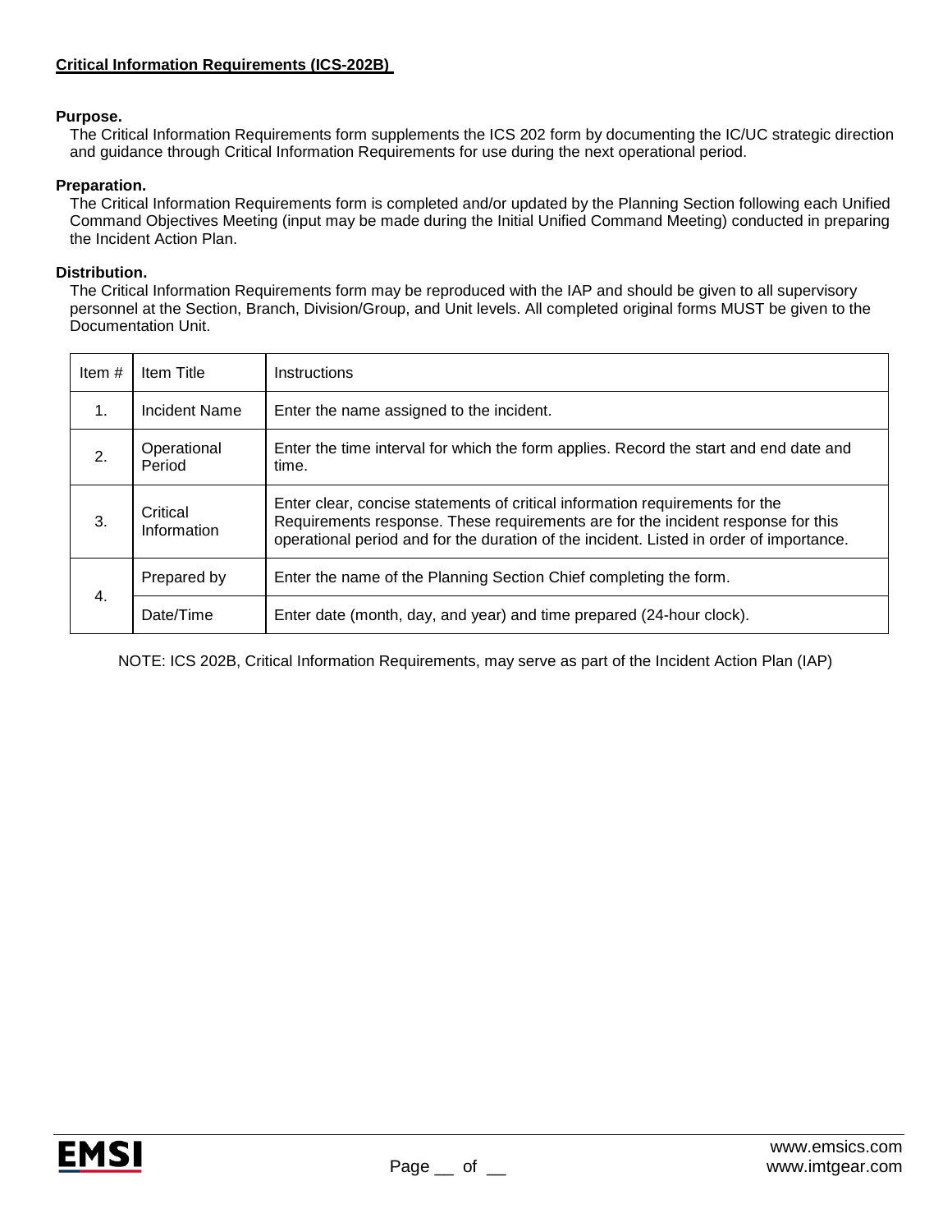**Critical Information Requirements (ICS-202B)**

**Purpose.**
The Critical Information Requirements form supplements the ICS 202 form by documenting the IC/UC strategic direction and guidance through Critical Information Requirements for use during the next operational period.

**Preparation.**
The Critical Information Requirements form is completed and/or updated by the Planning Section following each Unified Command Objectives Meeting (input may be made during the Initial Unified Command Meeting) conducted in preparing the Incident Action Plan.

**Distribution.**
The Critical Information Requirements form may be reproduced with the IAP and should be given to all supervisory personnel at the Section, Branch, Division/Group, and Unit levels. All completed original forms MUST be given to the Documentation Unit.

| Item # | Item Title | Instructions |
|---|---|---|
| 1. | Incident Name | Enter the name assigned to the incident. |
| 2. | Operational Period | Enter the time interval for which the form applies. Record the start and end date and time. |
| 3. | Critical Information | Enter clear, concise statements of critical information requirements for the Requirements response. These requirements are for the incident response for this operational period and for the duration of the incident. Listed in order of importance. |
| 4. | Prepared by | Enter the name of the Planning Section Chief completing the form. |
| | Date/Time | Enter date (month, day, and year) and time prepared (24-hour clock). |

NOTE: ICS 202B, Critical Information Requirements, may serve as part of the Incident Action Plan (IAP)